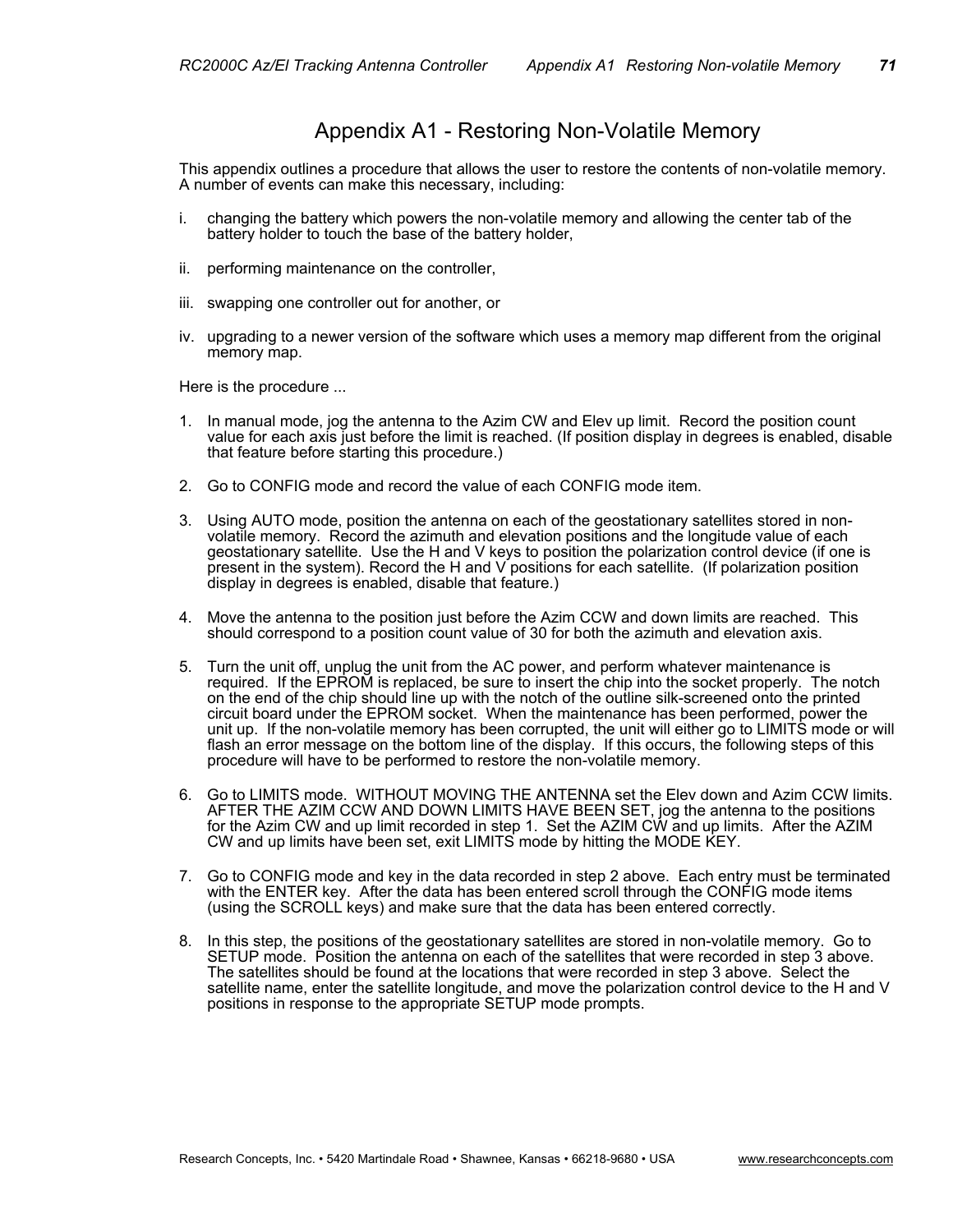# Appendix A1 - Restoring Non-Volatile Memory

This appendix outlines a procedure that allows the user to restore the contents of non-volatile memory. A number of events can make this necessary, including:

i. changing the battery which powers the non-volatile memory and allowing the center tab of the battery holder to touch the base of the battery holder,

ii. performing maintenance on the controller,

iii. swapping one controller out for another, or

iv. upgrading to a newer version of the software which uses a memory map different from the original memory map.

Here is the procedure ...

1. In manual mode, jog the antenna to the Azim CW and Elev up limit. Record the position count value for each axis just before the limit is reached. (If position display in degrees is enabled, disable that feature before starting this procedure.)

2. Go to CONFIG mode and record the value of each CONFIG mode item.

3. Using AUTO mode, position the antenna on each of the geostationary satellites stored in non-volatile memory. Record the azimuth and elevation positions and the longitude value of each geostationary satellite. Use the H and V keys to position the polarization control device (if one is present in the system). Record the H and V positions for each satellite. (If polarization position display in degrees is enabled, disable that feature.)

4. Move the antenna to the position just before the Azim CCW and down limits are reached. This should correspond to a position count value of 30 for both the azimuth and elevation axis.

5. Turn the unit off, unplug the unit from the AC power, and perform whatever maintenance is required. If the EPROM is replaced, be sure to insert the chip into the socket properly. The notch on the end of the chip should line up with the notch of the outline silk-screened onto the printed circuit board under the EPROM socket. When the maintenance has been performed, power the unit up. If the non-volatile memory has been corrupted, the unit will either go to LIMITS mode or will flash an error message on the bottom line of the display. If this occurs, the following steps of this procedure will have to be performed to restore the non-volatile memory.

6. Go to LIMITS mode. WITHOUT MOVING THE ANTENNA set the Elev down and Azim CCW limits. AFTER THE AZIM CCW AND DOWN LIMITS HAVE BEEN SET, jog the antenna to the positions for the Azim CW and up limit recorded in step 1. Set the AZIM CW and up limits. After the AZIM CW and up limits have been set, exit LIMITS mode by hitting the MODE KEY.

7. Go to CONFIG mode and key in the data recorded in step 2 above. Each entry must be terminated with the ENTER key. After the data has been entered scroll through the CONFIG mode items (using the SCROLL keys) and make sure that the data has been entered correctly.

8. In this step, the positions of the geostationary satellites are stored in non-volatile memory. Go to SETUP mode. Position the antenna on each of the satellites that were recorded in step 3 above. The satellites should be found at the locations that were recorded in step 3 above. Select the satellite name, enter the satellite longitude, and move the polarization control device to the H and V positions in response to the appropriate SETUP mode prompts.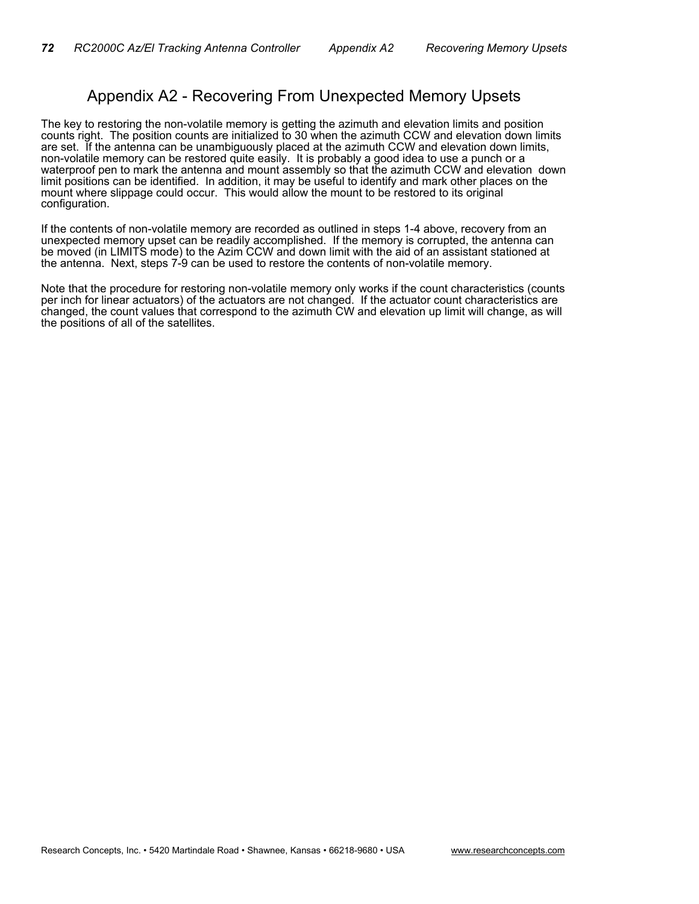# Appendix A2 - Recovering From Unexpected Memory Upsets

The key to restoring the non-volatile memory is getting the azimuth and elevation limits and position counts right. The position counts are initialized to 30 when the azimuth CCW and elevation down limits are set. If the antenna can be unambiguously placed at the azimuth CCW and elevation down limits, non-volatile memory can be restored quite easily. It is probably a good idea to use a punch or a waterproof pen to mark the antenna and mount assembly so that the azimuth CCW and elevation down limit positions can be identified. In addition, it may be useful to identify and mark other places on the mount where slippage could occur. This would allow the mount to be restored to its original configuration.

If the contents of non-volatile memory are recorded as outlined in steps 1-4 above, recovery from an unexpected memory upset can be readily accomplished. If the memory is corrupted, the antenna can be moved (in LIMITS mode) to the Azim CCW and down limit with the aid of an assistant stationed at the antenna. Next, steps 7-9 can be used to restore the contents of non-volatile memory.

Note that the procedure for restoring non-volatile memory only works if the count characteristics (counts per inch for linear actuators) of the actuators are not changed. If the actuator count characteristics are changed, the count values that correspond to the azimuth CW and elevation up limit will change, as will the positions of all of the satellites.